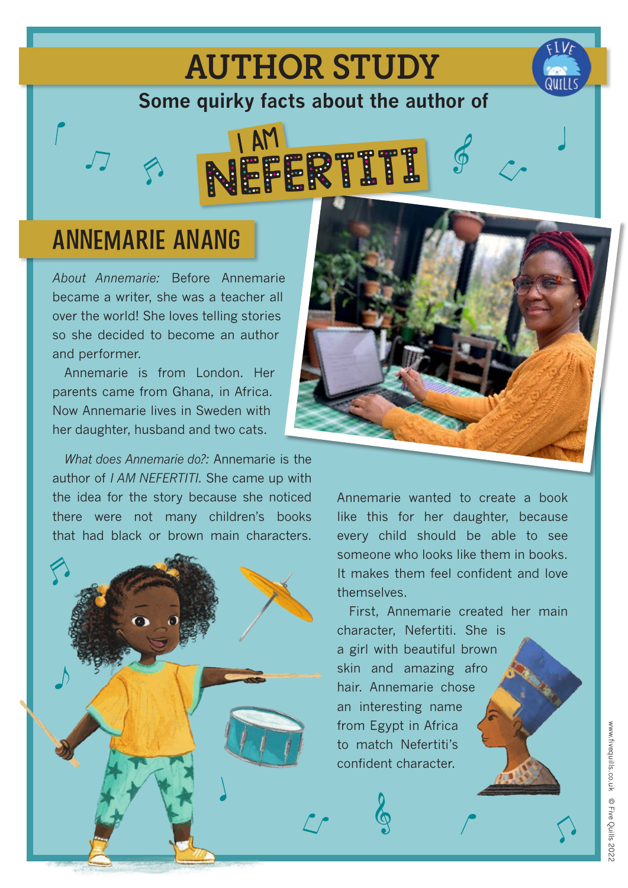# AUTHOR STUDY

**Some quirky facts about the author of**

## I AM NEFERTITI

## ANNEMARIE ANANG

*About Annemarie:* Before Annemarie became a writer, she was a teacher all over the world! She loves telling stories so she decided to become an author and performer.

Annemarie is from London. Her parents came from Ghana, in Africa. Now Annemarie lives in Sweden with her daughter, husband and two cats.

*What does Annemarie do?:* Annemarie is the author of *I AM NEFERTITI*. She came up with the idea for the story because she noticed there were not many children's books that had black or brown main characters.

Annemarie wanted to create a book like this for her daughter, because every child should be able to see someone who looks like them in books. It makes them feel confident and love themselves.

First, Annemarie created her main character, Nefertiti. She is a girl with beautiful brown skin and amazing afro hair. Annemarie chose an interesting name from Egypt in Africa to match Nefertiti's confident character.

www.fivequills.co.uk © Five Quills 2022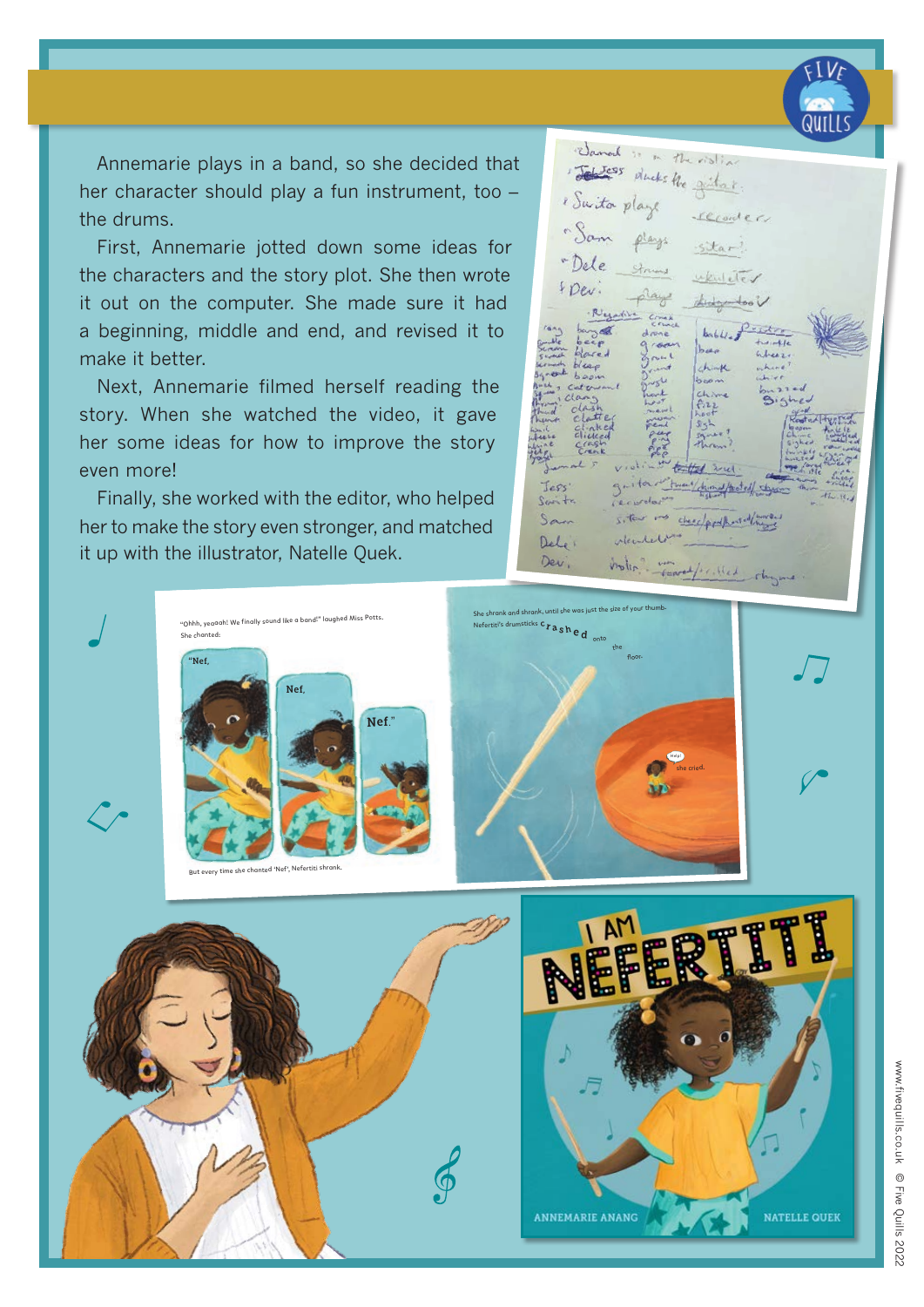Annemarie plays in a band, so she decided that her character should play a fun instrument, too – the drums.

First, Annemarie jotted down some ideas for the characters and the story plot. She then wrote it out on the computer. She made sure it had a beginning, middle and end, and revised it to make it better.

Next, Annemarie filmed herself reading the story. When she watched the video, it gave her some ideas for how to improve the story even more!

Finally, she worked with the editor, who helped her to make the story even stronger, and matched it up with the illustrator, Natelle Quek.

"Ohhh, yeaaah! We finally sound like a band!" laughed Miss Potts. She chanted:

"Nef, Nef, Nef."

But every time she chanted 'Nef', Nefertiti shrank.

She shrank and shrank, until she was just the size of your thumb. Nefertiti's drumsticks crashed onto the floor.

"Help!" she cried.

I AM NEFERTITI

ANNEMARIE ANANG NATELLE QUEK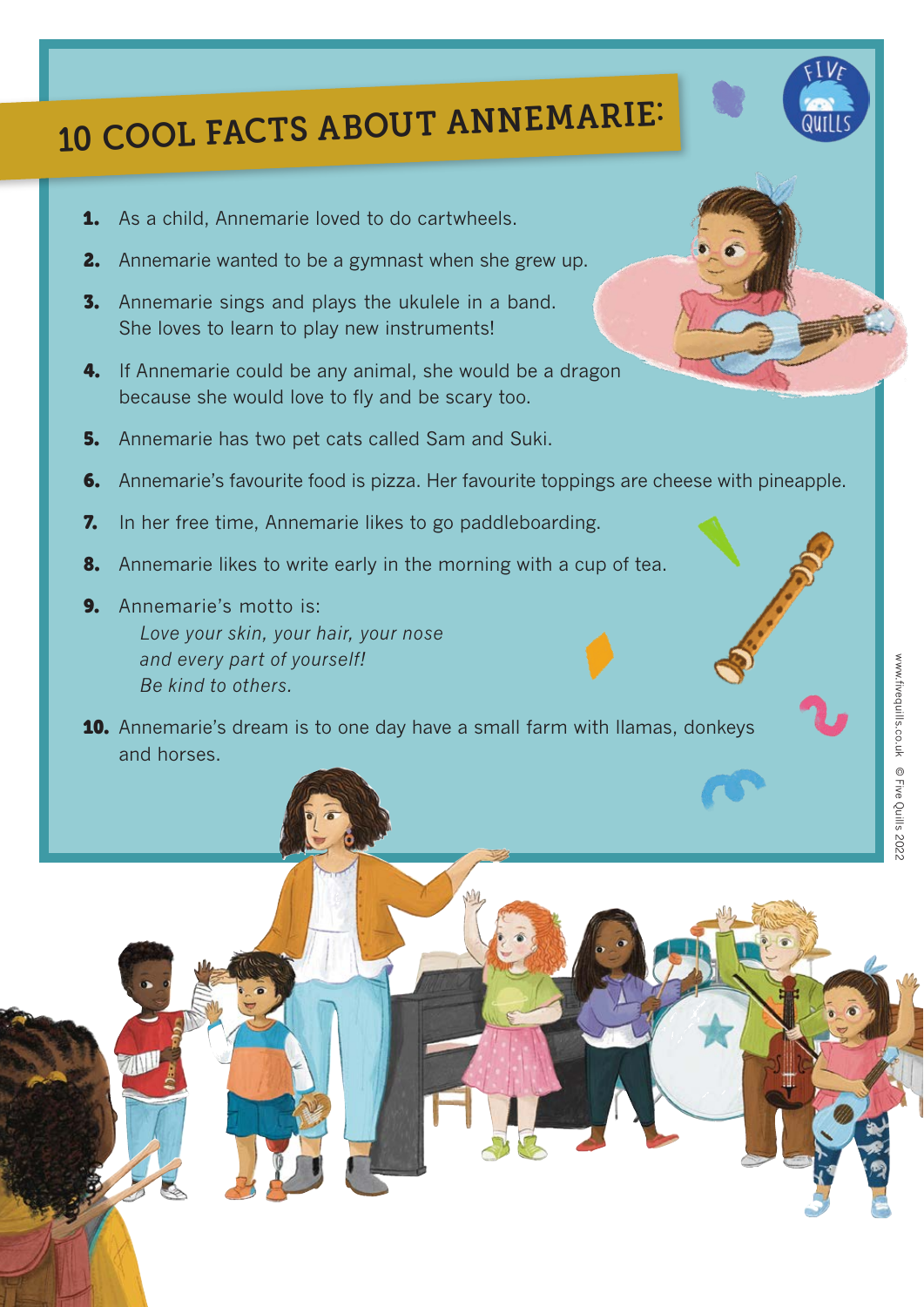# 10 COOL FACTS ABOUT ANNEMARIE:

1. As a child, Annemarie loved to do cartwheels.
2. Annemarie wanted to be a gymnast when she grew up.
3. Annemarie sings and plays the ukulele in a band. She loves to learn to play new instruments!
4. If Annemarie could be any animal, she would be a dragon because she would love to fly and be scary too.
5. Annemarie has two pet cats called Sam and Suki.
6. Annemarie's favourite food is pizza. Her favourite toppings are cheese with pineapple.
7. In her free time, Annemarie likes to go paddleboarding.
8. Annemarie likes to write early in the morning with a cup of tea.
9. Annemarie's motto is:
   *Love your skin, your hair, your nose*
   *and every part of yourself!*
   *Be kind to others.*
10. Annemarie's dream is to one day have a small farm with llamas, donkeys and horses.

www.fivequills.co.uk © Five Quills 2022